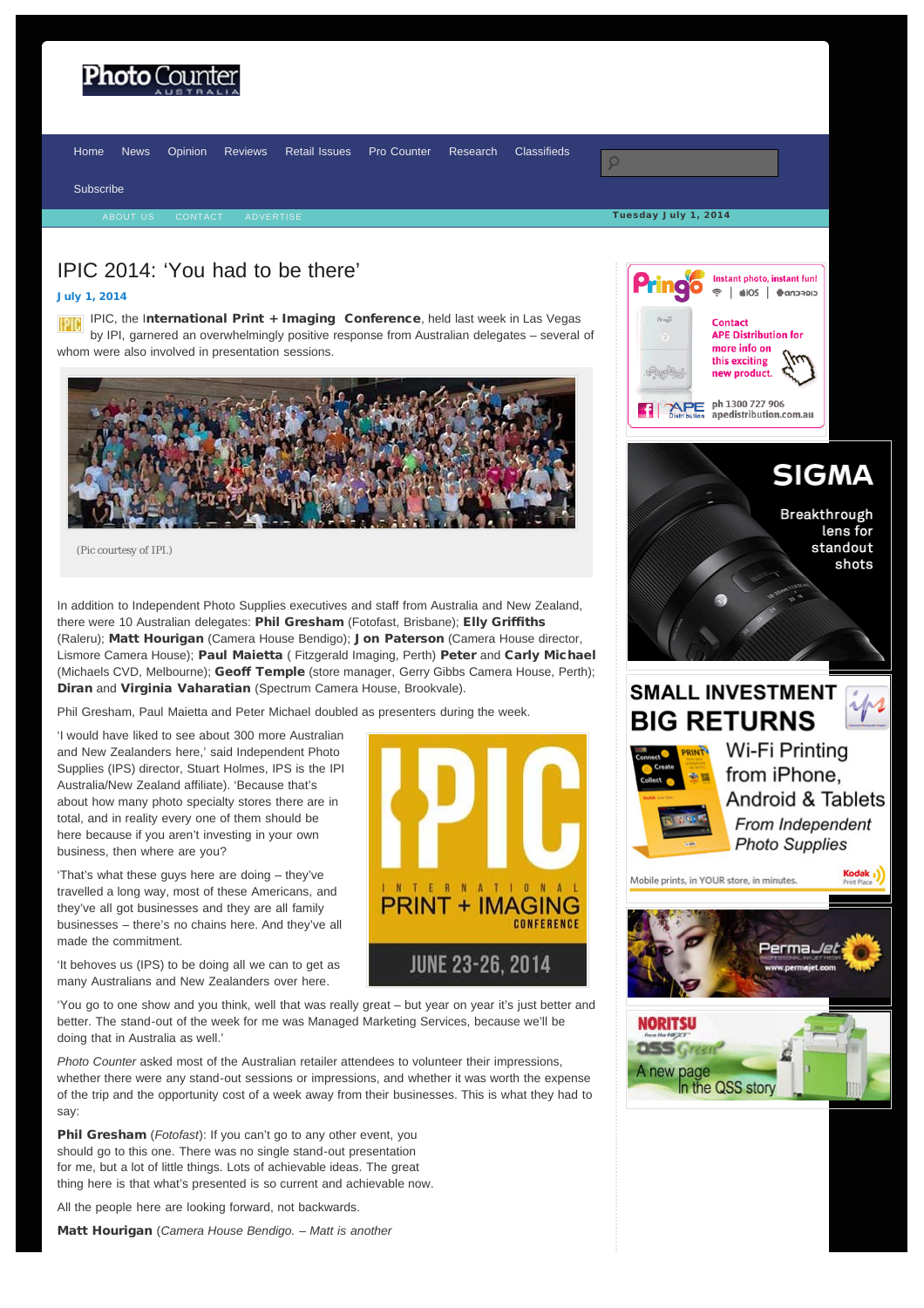# IPIC 2014: 'You had to be there'

**July 1, 2014**

IPIC, the I**nternational Print + Imaging Conference**, held last week in Las Vegas by IPI, garnered an overwhelmingly positive response from Australian delegates – several of whom were also involved in presentation sessions.

(Pic courtesy of IPI.)

In addition to Independent Photo Supplies executives and staff from Australia and New Zealand, there were 10 Australian delegates: **Phil Gresham** (Fotofast, Brisbane); **Elly Griffiths** (Raleru); **Matt Hourigan** (Camera House Bendigo); **Jon Paterson** (Camera House director, Lismore Camera House); **Paul Maietta** ( Fitzgerald Imaging, Perth) **Peter** and **Carly Michael** (Michaels CVD, Melbourne); **Geoff Temple** (store manager, Gerry Gibbs Camera House, Perth); **Diran** and **Virginia Vaharatian** (Spectrum Camera House, Brookvale).

Phil Gresham, Paul Maietta and Peter Michael doubled as presenters during the week.

'I would have liked to see about 300 more Australian and New Zealanders here,' said Independent Photo Supplies (IPS) director, Stuart Holmes, IPS is the IPI Australia/New Zealand affiliate). 'Because that's about how many photo specialty stores there are in total, and in reality every one of them should be here because if you aren't investing in your own business, then where are you?

'That's what these guys here are doing – they've travelled a long way, most of these Americans, and they've all got businesses and they are all family businesses – there's no chains here. And they've all made the commitment.

'It behoves us (IPS) to be doing all we can to get as many Australians and New Zealanders over here.

'You go to one show and you think, well that was really great – but year on year it's just better and better. The stand-out of the week for me was Managed Marketing Services, because we'll be doing that in Australia as well.'

*Photo Counter* asked most of the Australian retailer attendees to volunteer their impressions, whether there were any stand-out sessions or impressions, and whether it was worth the expense of the trip and the opportunity cost of a week away from their businesses. This is what they had to say:

**Phil Gresham** (*Fotofast*): If you can't go to any other event, you should go to this one. There was no single stand-out presentation for me, but a lot of little things. Lots of achievable ideas. The great thing here is that what's presented is so current and achievable now.

All the people here are looking forward, not backwards.

**Matt Hourigan** (*Camera House Bendigo. – Matt is another*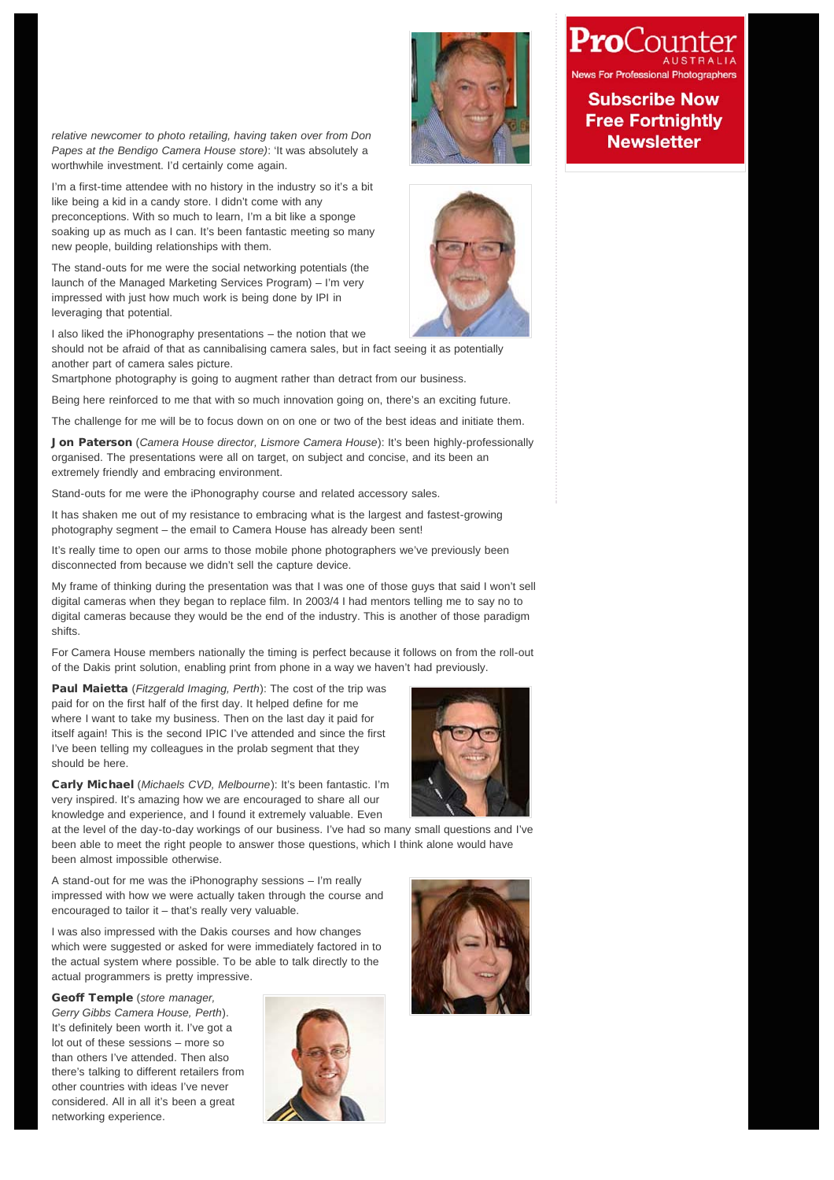*relative newcomer to photo retailing, having taken over from Don Papes at the Bendigo Camera House store)*: 'It was absolutely a worthwhile investment. I'd certainly come again.

I'm a first-time attendee with no history in the industry so it's a bit like being a kid in a candy store. I didn't come with any preconceptions. With so much to learn, I'm a bit like a sponge soaking up as much as I can. It's been fantastic meeting so many new people, building relationships with them.

The stand-outs for me were the social networking potentials (the launch of the Managed Marketing Services Program) – I'm very impressed with just how much work is being done by IPI in leveraging that potential.

I also liked the iPhonography presentations – the notion that we should not be afraid of that as cannibalising camera sales, but in fact seeing it as potentially another part of camera sales picture.

Smartphone photography is going to augment rather than detract from our business.

Being here reinforced to me that with so much innovation going on, there's an exciting future.

The challenge for me will be to focus down on on one or two of the best ideas and initiate them.

**Jon Paterson** (*Camera House director, Lismore Camera House*): It's been highly-professionally organised. The presentations were all on target, on subject and concise, and its been an extremely friendly and embracing environment.

Stand-outs for me were the iPhonography course and related accessory sales.

It has shaken me out of my resistance to embracing what is the largest and fastest-growing photography segment – the email to Camera House has already been sent!

It's really time to open our arms to those mobile phone photographers we've previously been disconnected from because we didn't sell the capture device.

My frame of thinking during the presentation was that I was one of those guys that said I won't sell digital cameras when they began to replace film. In 2003/4 I had mentors telling me to say no to digital cameras because they would be the end of the industry. This is another of those paradigm shifts.

For Camera House members nationally the timing is perfect because it follows on from the roll-out of the Dakis print solution, enabling print from phone in a way we haven't had previously.

**Paul Maietta** (*Fitzgerald Imaging, Perth*): The cost of the trip was paid for on the first half of the first day. It helped define for me where I want to take my business. Then on the last day it paid for itself again! This is the second IPIC I've attended and since the first I've been telling my colleagues in the prolab segment that they should be here.

**Carly Michael** (*Michaels CVD, Melbourne*): It's been fantastic. I'm very inspired. It's amazing how we are encouraged to share all our knowledge and experience, and I found it extremely valuable. Even at the level of the day-to-day workings of our business. I've had so many small questions and I've been able to meet the right people to answer those questions, which I think alone would have been almost impossible otherwise.

A stand-out for me was the iPhonography sessions – I'm really impressed with how we were actually taken through the course and encouraged to tailor it – that's really very valuable.

I was also impressed with the Dakis courses and how changes which were suggested or asked for were immediately factored in to the actual system where possible. To be able to talk directly to the actual programmers is pretty impressive.

**Geoff Temple** (*store manager, Gerry Gibbs Camera House, Perth*). It's definitely been worth it. I've got a lot out of these sessions – more so than others I've attended. Then also there's talking to different retailers from other countries with ideas I've never considered. All in all it's been a great networking experience.

**ProCounter** AUSTRALIA
News For Professional Photographers

**Subscribe Now Free Fortnightly Newsletter**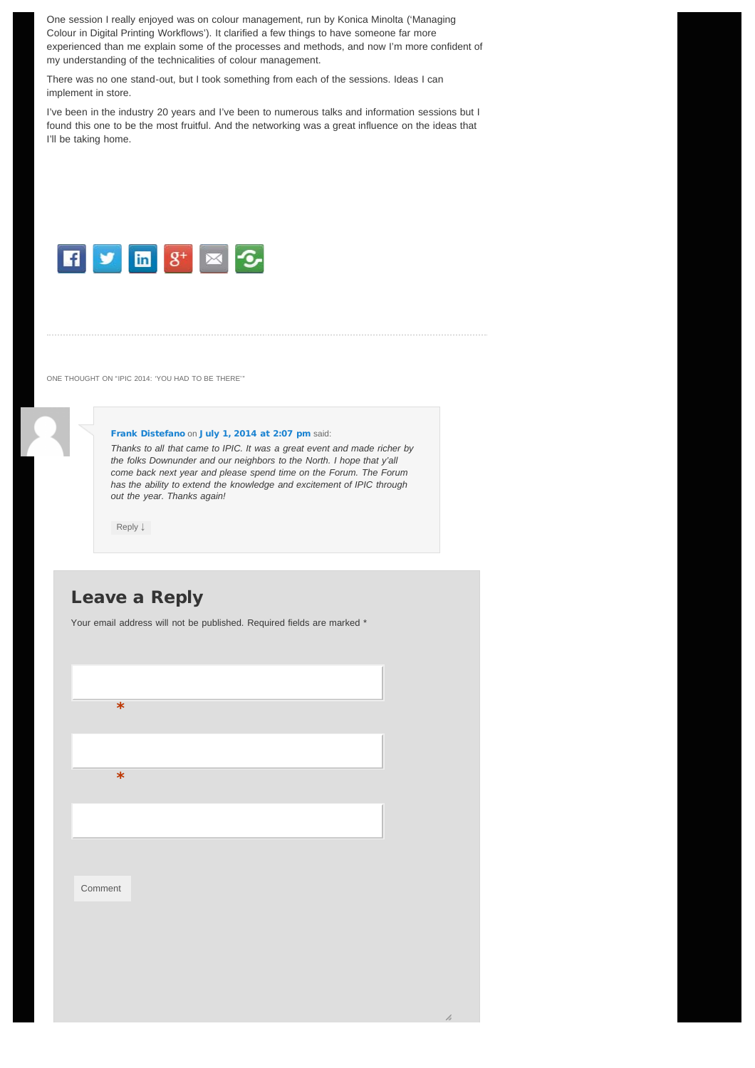One session I really enjoyed was on colour management, run by Konica Minolta ('Managing Colour in Digital Printing Workflows'). It clarified a few things to have someone far more experienced than me explain some of the processes and methods, and now I'm more confident of my understanding of the technicalities of colour management.

There was no one stand-out, but I took something from each of the sessions. Ideas I can implement in store.

I've been in the industry 20 years and I've been to numerous talks and information sessions but I found this one to be the most fruitful. And the networking was a great influence on the ideas that I'll be taking home.

ONE THOUGHT ON "IPIC 2014: 'YOU HAD TO BE THERE'"

**Frank Distefano** on **J uly 1, 2014 at 2:07 pm** said:

*Thanks to all that came to IPIC. It was a great event and made richer by the folks Downunder and our neighbors to the North. I hope that y'all come back next year and please spend time on the Forum. The Forum has the ability to extend the knowledge and excitement of IPIC through out the year. Thanks again!*

Reply ↓

## Leave a Reply

Your email address will not be published. Required fields are marked *

*

*

Comment